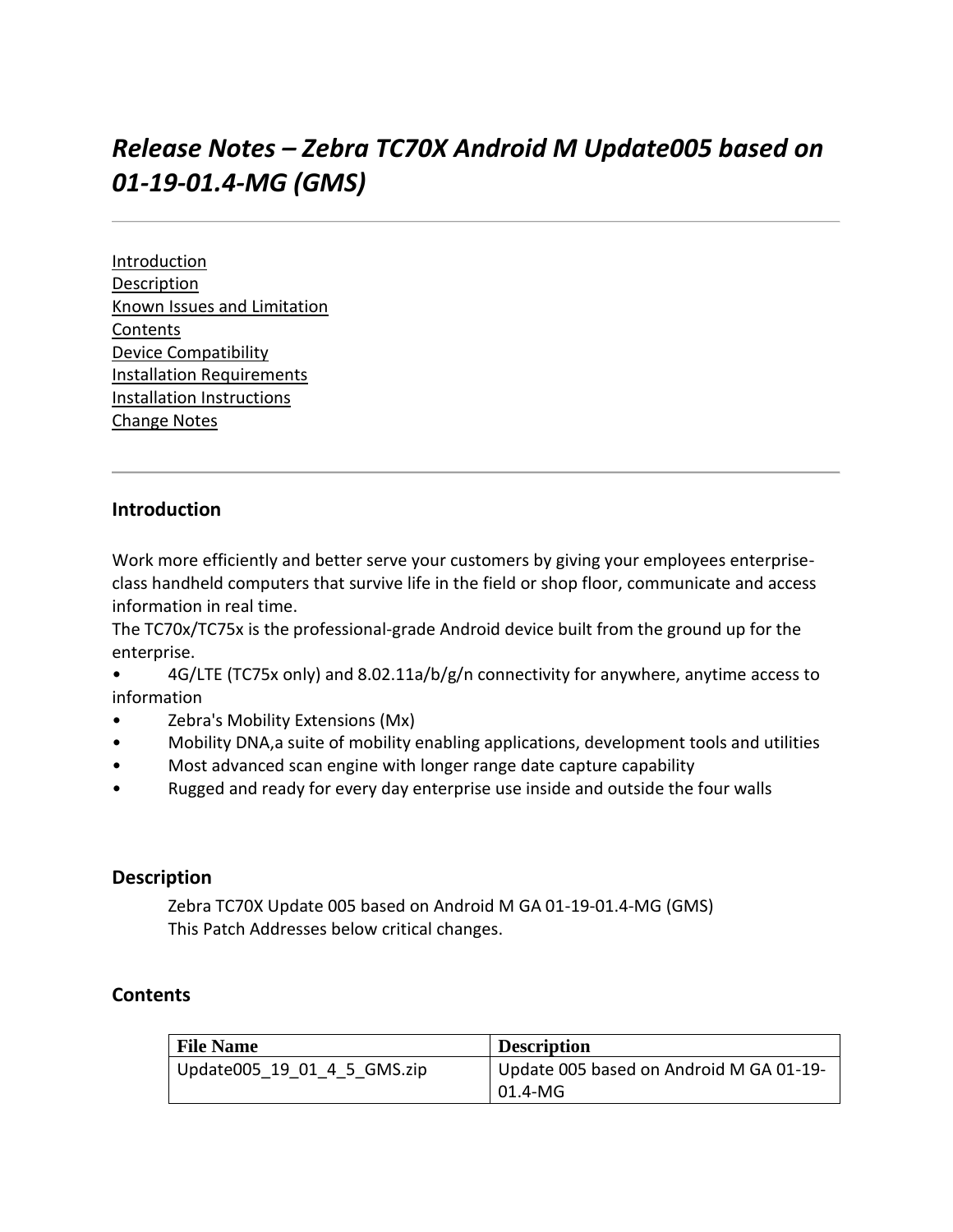# *Release Notes – Zebra TC70X Android M Update005 based on 01-19-01.4-MG (GMS)*

---

Introduction
Description
Known Issues and Limitation
Contents
Device Compatibility
Installation Requirements
Installation Instructions
Change Notes

---

## Introduction

Work more efficiently and better serve your customers by giving your employees enterprise-class handheld computers that survive life in the field or shop floor, communicate and access information in real time.
The TC70x/TC75x is the professional-grade Android device built from the ground up for the enterprise.

- 4G/LTE (TC75x only) and 8.02.11a/b/g/n connectivity for anywhere, anytime access to information
- Zebra's Mobility Extensions (Mx)
- Mobility DNA,a suite of mobility enabling applications, development tools and utilities
- Most advanced scan engine with longer range date capture capability
- Rugged and ready for every day enterprise use inside and outside the four walls

## Description

Zebra TC70X Update 005 based on Android M GA 01-19-01.4-MG (GMS)
This Patch Addresses below critical changes.

## Contents

| File Name | Description |
|---|---|
| Update005_19_01_4_5_GMS.zip | Update 005 based on Android M GA 01-19-01.4-MG |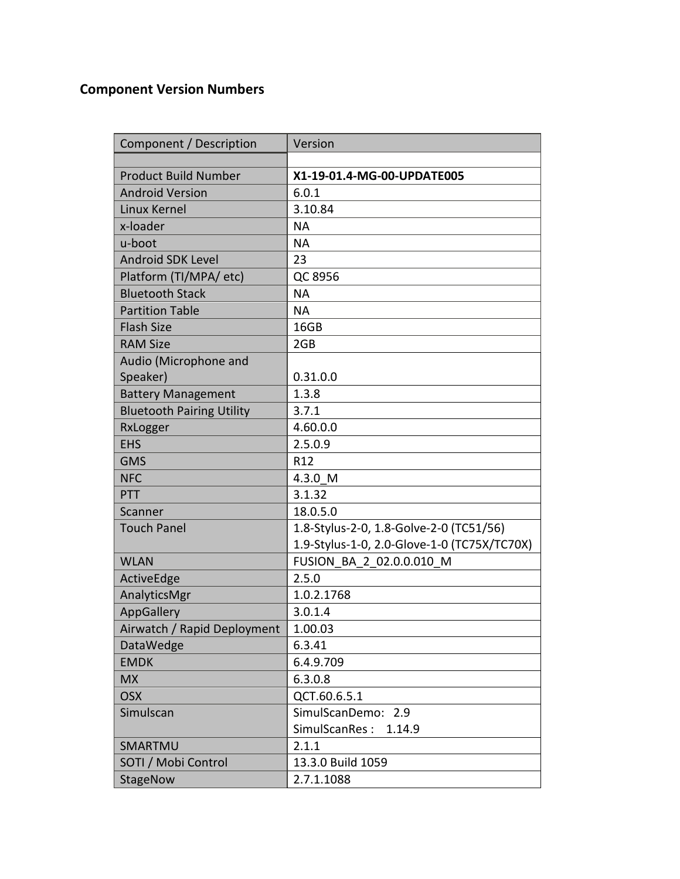## Component Version Numbers

| Component / Description | Version |
| --- | --- |
| | |
| Product Build Number | **X1-19-01.4-MG-00-UPDATE005** |
| Android Version | 6.0.1 |
| Linux Kernel | 3.10.84 |
| x-loader | NA |
| u-boot | NA |
| Android SDK Level | 23 |
| Platform (TI/MPA/ etc) | QC 8956 |
| Bluetooth Stack | NA |
| Partition Table | NA |
| Flash Size | 16GB |
| RAM Size | 2GB |
| Audio (Microphone and Speaker) | 0.31.0.0 |
| Battery Management | 1.3.8 |
| Bluetooth Pairing Utility | 3.7.1 |
| RxLogger | 4.60.0.0 |
| EHS | 2.5.0.9 |
| GMS | R12 |
| NFC | 4.3.0_M |
| PTT | 3.1.32 |
| Scanner | 18.0.5.0 |
| Touch Panel | 1.8-Stylus-2-0, 1.8-Golve-2-0 (TC51/56)<br>1.9-Stylus-1-0, 2.0-Glove-1-0 (TC75X/TC70X) |
| WLAN | FUSION_BA_2_02.0.0.010_M |
| ActiveEdge | 2.5.0 |
| AnalyticsMgr | 1.0.2.1768 |
| AppGallery | 3.0.1.4 |
| Airwatch / Rapid Deployment | 1.00.03 |
| DataWedge | 6.3.41 |
| EMDK | 6.4.9.709 |
| MX | 6.3.0.8 |
| OSX | QCT.60.6.5.1 |
| Simulscan | SimulScanDemo: 2.9<br>SimulScanRes : 1.14.9 |
| SMARTMU | 2.1.1 |
| SOTI / Mobi Control | 13.3.0 Build 1059 |
| StageNow | 2.7.1.1088 |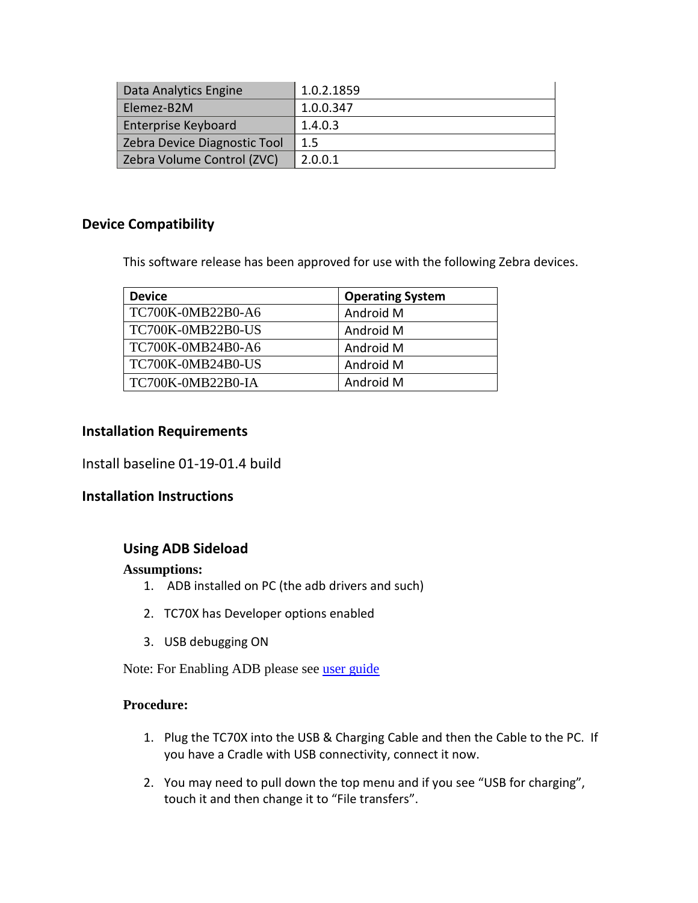| Data Analytics Engine | 1.0.2.1859 |
|---|---|
| Elemez-B2M | 1.0.0.347 |
| Enterprise Keyboard | 1.4.0.3 |
| Zebra Device Diagnostic Tool | 1.5 |
| Zebra Volume Control (ZVC) | 2.0.0.1 |

## Device Compatibility

This software release has been approved for use with the following Zebra devices.

| Device | Operating System |
|---|---|
| TC700K-0MB22B0-A6 | Android M |
| TC700K-0MB22B0-US | Android M |
| TC700K-0MB24B0-A6 | Android M |
| TC700K-0MB24B0-US | Android M |
| TC700K-0MB22B0-IA | Android M |

## Installation Requirements

Install baseline 01-19-01.4 build

## Installation Instructions

### Using ADB Sideload

**Assumptions:**

1. ADB installed on PC (the adb drivers and such)
2. TC70X has Developer options enabled
3. USB debugging ON

Note: For Enabling ADB please see user guide

**Procedure:**

1. Plug the TC70X into the USB & Charging Cable and then the Cable to the PC. If you have a Cradle with USB connectivity, connect it now.
2. You may need to pull down the top menu and if you see "USB for charging", touch it and then change it to "File transfers".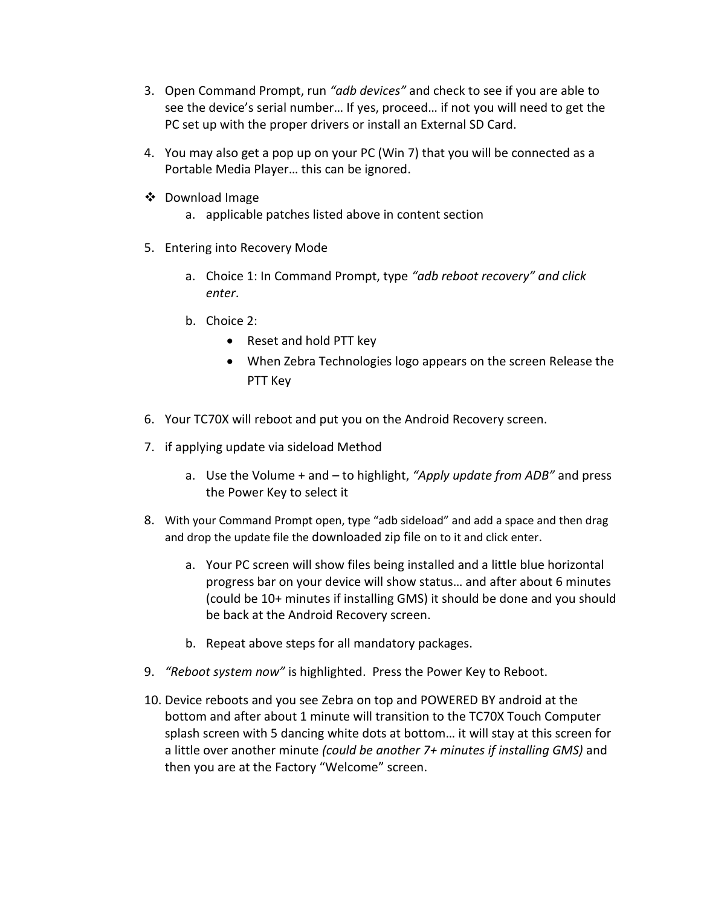3. Open Command Prompt, run *"adb devices"* and check to see if you are able to see the device's serial number… If yes, proceed… if not you will need to get the PC set up with the proper drivers or install an External SD Card.

4. You may also get a pop up on your PC (Win 7) that you will be connected as a Portable Media Player… this can be ignored.

❖ Download Image
   a. applicable patches listed above in content section

5. Entering into Recovery Mode

   a. Choice 1: In Command Prompt, type *"adb reboot recovery" and click enter*.

   b. Choice 2:
      - Reset and hold PTT key
      - When Zebra Technologies logo appears on the screen Release the PTT Key

6. Your TC70X will reboot and put you on the Android Recovery screen.

7. if applying update via sideload Method

   a. Use the Volume + and – to highlight, *"Apply update from ADB"* and press the Power Key to select it

8. With your Command Prompt open, type "adb sideload" and add a space and then drag and drop the update file the downloaded zip file on to it and click enter.

   a. Your PC screen will show files being installed and a little blue horizontal progress bar on your device will show status… and after about 6 minutes (could be 10+ minutes if installing GMS) it should be done and you should be back at the Android Recovery screen.

   b. Repeat above steps for all mandatory packages.

9. *"Reboot system now"* is highlighted. Press the Power Key to Reboot.

10. Device reboots and you see Zebra on top and POWERED BY android at the bottom and after about 1 minute will transition to the TC70X Touch Computer splash screen with 5 dancing white dots at bottom… it will stay at this screen for a little over another minute *(could be another 7+ minutes if installing GMS)* and then you are at the Factory "Welcome" screen.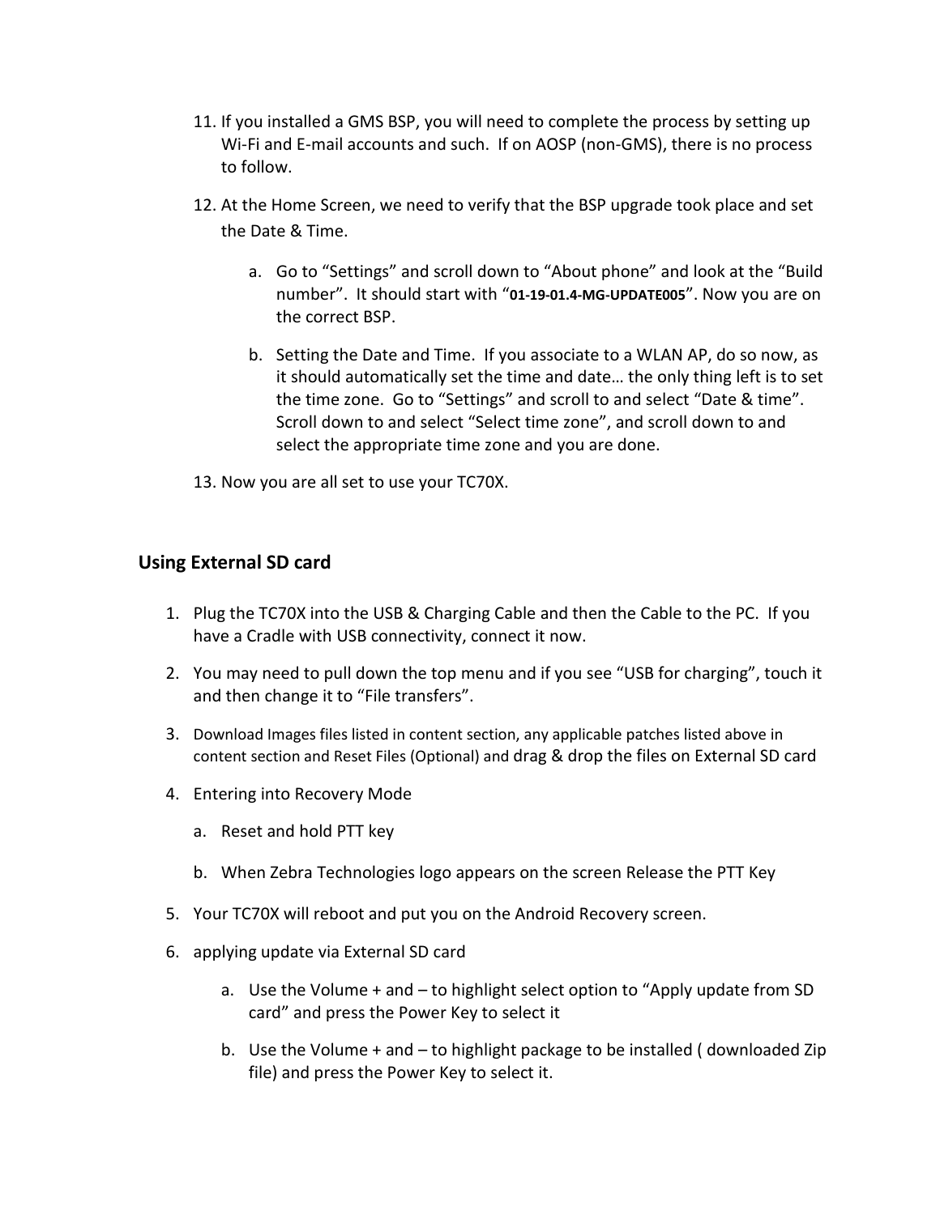11. If you installed a GMS BSP, you will need to complete the process by setting up Wi-Fi and E-mail accounts and such. If on AOSP (non-GMS), there is no process to follow.
12. At the Home Screen, we need to verify that the BSP upgrade took place and set the Date & Time.
    a. Go to “Settings” and scroll down to “About phone” and look at the “Build number”. It should start with “**01-19-01.4-MG-UPDATE005**”. Now you are on the correct BSP.
    b. Setting the Date and Time. If you associate to a WLAN AP, do so now, as it should automatically set the time and date… the only thing left is to set the time zone. Go to “Settings” and scroll to and select “Date & time”. Scroll down to and select “Select time zone”, and scroll down to and select the appropriate time zone and you are done.
13. Now you are all set to use your TC70X.

## Using External SD card

1. Plug the TC70X into the USB & Charging Cable and then the Cable to the PC. If you have a Cradle with USB connectivity, connect it now.
2. You may need to pull down the top menu and if you see “USB for charging”, touch it and then change it to “File transfers”.
3. Download Images files listed in content section, any applicable patches listed above in content section and Reset Files (Optional) and drag & drop the files on External SD card
4. Entering into Recovery Mode
    a. Reset and hold PTT key
    b. When Zebra Technologies logo appears on the screen Release the PTT Key
5. Your TC70X will reboot and put you on the Android Recovery screen.
6. applying update via External SD card
    a. Use the Volume + and – to highlight select option to “Apply update from SD card” and press the Power Key to select it
    b. Use the Volume + and – to highlight package to be installed ( downloaded Zip file) and press the Power Key to select it.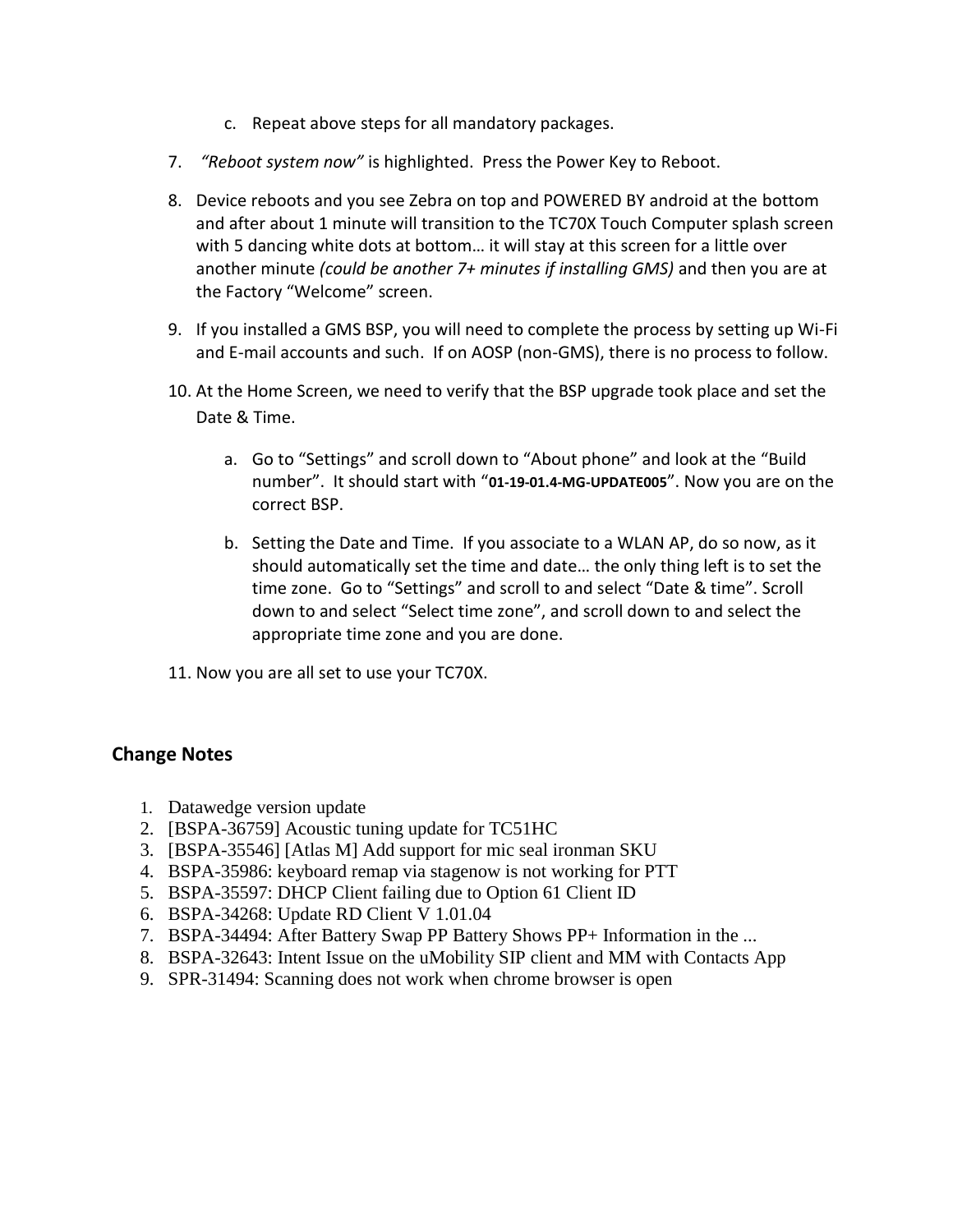c. Repeat above steps for all mandatory packages.

7. *"Reboot system now"* is highlighted. Press the Power Key to Reboot.

8. Device reboots and you see Zebra on top and POWERED BY android at the bottom and after about 1 minute will transition to the TC70X Touch Computer splash screen with 5 dancing white dots at bottom… it will stay at this screen for a little over another minute *(could be another 7+ minutes if installing GMS)* and then you are at the Factory "Welcome" screen.

9. If you installed a GMS BSP, you will need to complete the process by setting up Wi-Fi and E-mail accounts and such. If on AOSP (non-GMS), there is no process to follow.

10. At the Home Screen, we need to verify that the BSP upgrade took place and set the Date & Time.

    a. Go to "Settings" and scroll down to "About phone" and look at the "Build number". It should start with "**01-19-01.4-MG-UPDATE005**". Now you are on the correct BSP.

    b. Setting the Date and Time. If you associate to a WLAN AP, do so now, as it should automatically set the time and date… the only thing left is to set the time zone. Go to "Settings" and scroll to and select "Date & time". Scroll down to and select "Select time zone", and scroll down to and select the appropriate time zone and you are done.

11. Now you are all set to use your TC70X.

## Change Notes

1. Datawedge version update
2. [BSPA-36759] Acoustic tuning update for TC51HC
3. [BSPA-35546] [Atlas M] Add support for mic seal ironman SKU
4. BSPA-35986: keyboard remap via stagenow is not working for PTT
5. BSPA-35597: DHCP Client failing due to Option 61 Client ID
6. BSPA-34268: Update RD Client V 1.01.04
7. BSPA-34494: After Battery Swap PP Battery Shows PP+ Information in the ...
8. BSPA-32643: Intent Issue on the uMobility SIP client and MM with Contacts App
9. SPR-31494: Scanning does not work when chrome browser is open